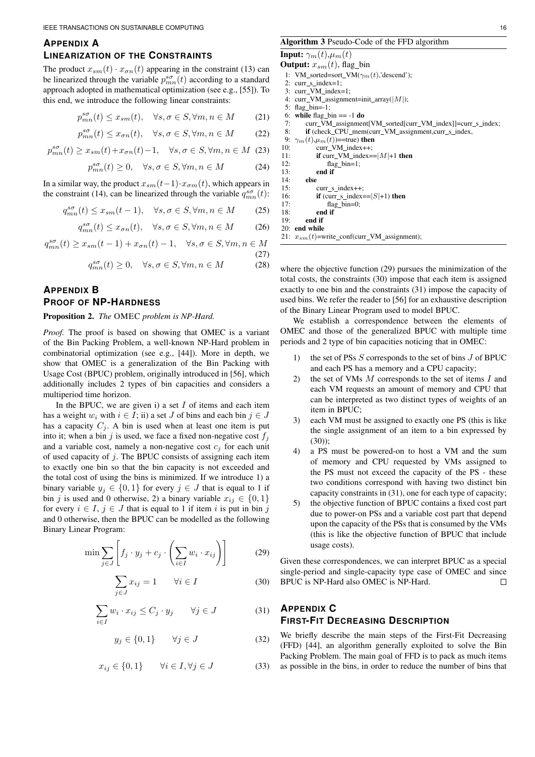## Appendix A
## Linearization of the Constraints

The product $x_{sm}(t) \cdot x_{\sigma n}(t)$ appearing in the constraint (13) can be linearized through the variable $p^{s\sigma}_{mn}(t)$ according to a standard approach adopted in mathematical optimization (see e.g., [55]). To this end, we introduce the following linear constraints:

$$p^{s\sigma}_{mn}(t) \leq x_{sm}(t), \quad \forall s, \sigma \in S, \forall m, n \in M \tag{21}$$

$$p^{s\sigma}_{mn}(t) \leq x_{\sigma n}(t), \quad \forall s, \sigma \in S, \forall m, n \in M \tag{22}$$

$$p^{s\sigma}_{mn}(t) \geq x_{sm}(t) + x_{\sigma n}(t) - 1, \quad \forall s, \sigma \in S, \forall m, n \in M \tag{23}$$

$$p^{s\sigma}_{mn}(t) \geq 0, \quad \forall s, \sigma \in S, \forall m, n \in M \tag{24}$$

In a similar way, the product $x_{sm}(t-1) \cdot x_{\sigma m}(t)$, which appears in the constraint (14), can be linearized through the variable $q^{s\sigma}_{mn}(t)$:

$$q^{s\sigma}_{mn}(t) \leq x_{sm}(t-1), \quad \forall s, \sigma \in S, \forall m, n \in M \tag{25}$$

$$q^{s\sigma}_{mn}(t) \leq x_{\sigma n}(t), \quad \forall s, \sigma \in S, \forall m, n \in M \tag{26}$$

$$q^{s\sigma}_{mn}(t) \geq x_{sm}(t-1) + x_{\sigma n}(t) - 1, \quad \forall s, \sigma \in S, \forall m, n \in M \tag{27}$$

$$q^{s\sigma}_{mn}(t) \geq 0, \quad \forall s, \sigma \in S, \forall m, n \in M \tag{28}$$

## Appendix B
## Proof of NP-Hardness

**Proposition 2.** *The* OMEC *problem is NP-Hard.*

*Proof.* The proof is based on showing that OMEC is a variant of the Bin Packing Problem, a well-known NP-Hard problem in combinatorial optimization (see e.g., [44]). More in depth, we show that OMEC is a generalization of the Bin Packing with Usage Cost (BPUC) problem, originally introduced in [56], which additionally includes 2 types of bin capacities and considers a multiperiod time horizon.

In the BPUC, we are given i) a set $I$ of items and each item has a weight $w_i$ with $i \in I$; ii) a set $J$ of bins and each bin $j \in J$ has a capacity $C_j$. A bin is used when at least one item is put into it; when a bin $j$ is used, we face a fixed non-negative cost $f_j$ and a variable cost, namely a non-negative cost $c_j$ for each unit of used capacity of $j$. The BPUC consists of assigning each item to exactly one bin so that the bin capacity is not exceeded and the total cost of using the bins is minimized. If we introduce 1) a binary variable $y_j \in \{0, 1\}$ for every $j \in J$ that is equal to 1 if bin $j$ is used and 0 otherwise, 2) a binary variable $x_{ij} \in \{0, 1\}$ for every $i \in I$, $j \in J$ that is equal to 1 if item $i$ is put in bin $j$ and 0 otherwise, then the BPUC can be modelled as the following Binary Linear Program:

$$\min \sum_{j \in J} \left[ f_j \cdot y_j + c_j \cdot \left( \sum_{i \in I} w_i \cdot x_{ij} \right) \right] \tag{29}$$

$$\sum_{j \in J} x_{ij} = 1 \qquad \forall i \in I \tag{30}$$

$$\sum_{i \in I} w_i \cdot x_{ij} \leq C_j \cdot y_j \qquad \forall j \in J \tag{31}$$

$$y_j \in \{0, 1\} \qquad \forall j \in J \tag{32}$$

$$x_{ij} \in \{0, 1\} \qquad \forall i \in I, \forall j \in J \tag{33}$$

where the objective function (29) pursues the minimization of the total costs, the constraints (30) impose that each item is assigned exactly to one bin and the constraints (31) impose the capacity of used bins. We refer the reader to [56] for an exhaustive description of the Binary Linear Program used to model BPUC.

We establish a correspondence between the elements of OMEC and those of the generalized BPUC with multiple time periods and 2 type of bin capacities noticing that in OMEC:

1) the set of PSs $S$ corresponds to the set of bins $J$ of BPUC and each PS has a memory and a CPU capacity;
2) the set of VMs $M$ corresponds to the set of items $I$ and each VM requests an amount of memory and CPU that can be interpreted as two distinct types of weights of an item in BPUC;
3) each VM must be assigned to exactly one PS (this is like the single assignment of an item to a bin expressed by (30));
4) a PS must be powered-on to host a VM and the sum of memory and CPU requested by VMs assigned to the PS must not exceed the capacity of the PS - these two conditions correspond with having two distinct bin capacity constraints in (31), one for each type of capacity;
5) the objective function of BPUC contains a fixed cost part due to power-on PSs and a variable cost part that depend upon the capacity of the PSs that is consumed by the VMs (this is like the objective function of BPUC that include usage costs).

Given these correspondences, we can interpret BPUC as a special single-period and single-capacity type case of OMEC and since BPUC is NP-Hard also OMEC is NP-Hard. □

**Algorithm 3** Pseudo-Code of the FFD algorithm

**Input:** $\gamma_m(t)$,$\mu_m(t)$
**Output:** $x_{sm}(t)$, flag_bin

```
1: VM_sorted=sort_VM(γm(t),'descend');
2: curr_s_index=1;
3: curr_VM_index=1;
4: curr_VM_assignment=init_array(|M|);
5: flag_bin=-1;
6: while flag_bin == -1 do
7:     curr_VM_assignment[VM_sorted[curr_VM_index]]=curr_s_index;
8:     if (check_CPU_mem(curr_VM_assignment,curr_s_index,
9: γm(t),μm(t))==true) then
10:        curr_VM_index++;
11:        if curr_VM_index==|M|+1 then
12:            flag_bin=1;
13:        end if
14:    else
15:        curr_s_index++;
16:        if (curr_s_index==|S|+1) then
17:            flag_bin=0;
18:        end if
19:    end if
20: end while
21: xsm(t)=write_conf(curr_VM_assignment);
```

## Appendix C
## First-Fit Decreasing Description

We briefly describe the main steps of the First-Fit Decreasing (FFD) [44], an algorithm generally exploited to solve the Bin Packing Problem. The main goal of FFD is to pack as much items as possible in the bins, in order to reduce the number of bins that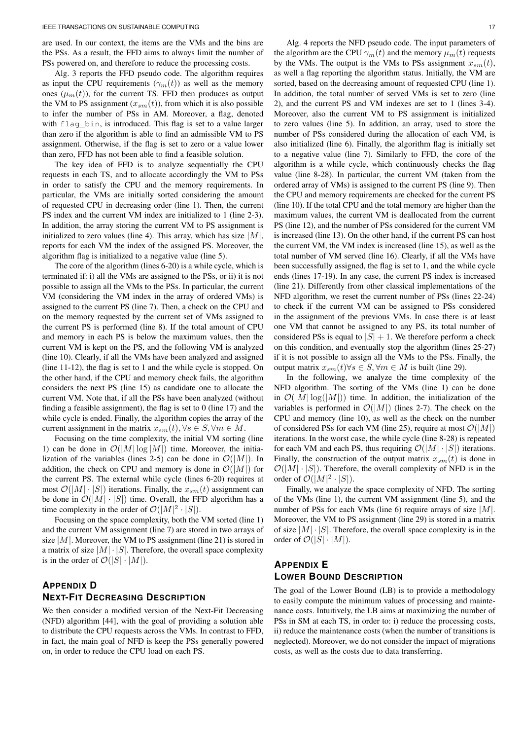are used. In our context, the items are the VMs and the bins are the PSs. As a result, the FFD aims to always limit the number of PSs powered on, and therefore to reduce the processing costs.

Alg. 3 reports the FFD pseudo code. The algorithm requires as input the CPU requirements ($\gamma_m(t)$) as well as the memory ones ($\mu_m(t)$), for the current TS. FFD then produces as output the VM to PS assignment ($x_{sm}(t)$), from which it is also possible to infer the number of PSs in AM. Moreover, a flag, denoted with `flag_bin`, is introduced. This flag is set to a value larger than zero if the algorithm is able to find an admissible VM to PS assignment. Otherwise, if the flag is set to zero or a value lower than zero, FFD has not been able to find a feasible solution.

The key idea of FFD is to analyze sequentially the CPU requests in each TS, and to allocate accordingly the VM to PSs in order to satisfy the CPU and the memory requirements. In particular, the VMs are initially sorted considering the amount of requested CPU in decreasing order (line 1). Then, the current PS index and the current VM index are initialized to 1 (line 2-3). In addition, the array storing the current VM to PS assignment is initialized to zero values (line 4). This array, which has size $|M|$, reports for each VM the index of the assigned PS. Moreover, the algorithm flag is initialized to a negative value (line 5).

The core of the algorithm (lines 6-20) is a while cycle, which is terminated if: i) all the VMs are assigned to the PSs, or ii) it is not possible to assign all the VMs to the PSs. In particular, the current VM (considering the VM index in the array of ordered VMs) is assigned to the current PS (line 7). Then, a check on the CPU and on the memory requested by the current set of VMs assigned to the current PS is performed (line 8). If the total amount of CPU and memory in each PS is below the maximum values, then the current VM is kept on the PS, and the following VM is analyzed (line 10). Clearly, if all the VMs have been analyzed and assigned (line 11-12), the flag is set to 1 and the while cycle is stopped. On the other hand, if the CPU and memory check fails, the algorithm considers the next PS (line 15) as candidate one to allocate the current VM. Note that, if all the PSs have been analyzed (without finding a feasible assignment), the flag is set to 0 (line 17) and the while cycle is ended. Finally, the algorithm copies the array of the current assignment in the matrix $x_{sm}(t), \forall s \in S, \forall m \in M$.

Focusing on the time complexity, the initial VM sorting (line 1) can be done in $\mathcal{O}(|M| \log |M|)$ time. Moreover, the initialization of the variables (lines 2-5) can be done in $\mathcal{O}(|M|)$. In addition, the check on CPU and memory is done in $\mathcal{O}(|M|)$ for the current PS. The external while cycle (lines 6-20) requires at most $\mathcal{O}(|M| \cdot |S|)$ iterations. Finally, the $x_{sm}(t)$ assignment can be done in $\mathcal{O}(|M| \cdot |S|)$ time. Overall, the FFD algorithm has a time complexity in the order of $\mathcal{O}(|M|^2 \cdot |S|)$.

Focusing on the space complexity, both the VM sorted (line 1) and the current VM assignment (line 7) are stored in two arrays of size $|M|$. Moreover, the VM to PS assignment (line 21) is stored in a matrix of size $|M| \cdot |S|$. Therefore, the overall space complexity is in the order of $\mathcal{O}(|S| \cdot |M|)$.

## Appendix D
## Next-Fit Decreasing Description

We then consider a modified version of the Next-Fit Decreasing (NFD) algorithm [44], with the goal of providing a solution able to distribute the CPU requests across the VMs. In contrast to FFD, in fact, the main goal of NFD is keep the PSs generally powered on, in order to reduce the CPU load on each PS.

Alg. 4 reports the NFD pseudo code. The input parameters of the algorithm are the CPU $\gamma_m(t)$ and the memory $\mu_m(t)$ requests by the VMs. The output is the VMs to PSs assignment $x_{sm}(t)$, as well a flag reporting the algorithm status. Initially, the VM are sorted, based on the decreasing amount of requested CPU (line 1). In addition, the total number of served VMs is set to zero (line 2), and the current PS and VM indexes are set to 1 (lines 3-4). Moreover, also the current VM to PS assignment is initialized to zero values (line 5). In addition, an array, used to store the number of PSs considered during the allocation of each VM, is also initialized (line 6). Finally, the algorithm flag is initially set to a negative value (line 7). Similarly to FFD, the core of the algorithm is a while cycle, which continuously checks the flag value (line 8-28). In particular, the current VM (taken from the ordered array of VMs) is assigned to the current PS (line 9). Then the CPU and memory requirements are checked for the current PS (line 10). If the total CPU and the total memory are higher than the maximum values, the current VM is deallocated from the current PS (line 12), and the number of PSs considered for the current VM is increased (line 13). On the other hand, if the current PS can host the current VM, the VM index is increased (line 15), as well as the total number of VM served (line 16). Clearly, if all the VMs have been successfully assigned, the flag is set to 1, and the while cycle ends (lines 17-19). In any case, the current PS index is increased (line 21). Differently from other classical implementations of the NFD algorithm, we reset the current number of PSs (lines 22-24) to check if the current VM can be assigned to PSs considered in the assignment of the previous VMs. In case there is at least one VM that cannot be assigned to any PS, its total number of considered PSs is equal to $|S| + 1$. We therefore perform a check on this condition, and eventually stop the algorithm (lines 25-27) if it is not possible to assign all the VMs to the PSs. Finally, the output matrix $x_{sm}(t) \forall s \in S, \forall m \in M$ is built (line 29).

In the following, we analyze the time complexity of the NFD algorithm. The sorting of the VMs (line 1) can be done in $\mathcal{O}(|M| \log(|M|))$ time. In addition, the initialization of the variables is performed in $\mathcal{O}(|M|)$ (lines 2-7). The check on the CPU and memory (line 10), as well as the check on the number of considered PSs for each VM (line 25), require at most $\mathcal{O}(|M|)$ iterations. In the worst case, the while cycle (line 8-28) is repeated for each VM and each PS, thus requiring $\mathcal{O}(|M| \cdot |S|)$ iterations. Finally, the construction of the output matrix $x_{sm}(t)$ is done in $\mathcal{O}(|M| \cdot |S|)$. Therefore, the overall complexity of NFD is in the order of $\mathcal{O}(|M|^2 \cdot |S|)$.

Finally, we analyze the space complexity of NFD. The sorting of the VMs (line 1), the current VM assignment (line 5), and the number of PSs for each VMs (line 6) require arrays of size $|M|$. Moreover, the VM to PS assignment (line 29) is stored in a matrix of size $|M| \cdot |S|$. Therefore, the overall space complexity is in the order of $\mathcal{O}(|S| \cdot |M|)$.

## Appendix E
## Lower Bound Description

The goal of the Lower Bound (LB) is to provide a methodology to easily compute the minimum values of processing and maintenance costs. Intuitively, the LB aims at maximizing the number of PSs in SM at each TS, in order to: i) reduce the processing costs, ii) reduce the maintenance costs (when the number of transitions is neglected). Moreover, we do not consider the impact of migrations costs, as well as the costs due to data transferring.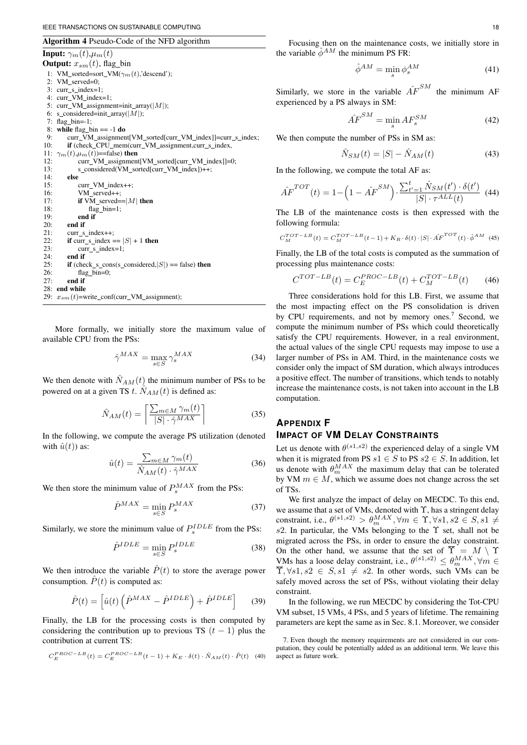**Algorithm 4** Pseudo-Code of the NFD algorithm

**Input:** $\gamma_m(t)$,$\mu_m(t)$
**Output:** $x_{sm}(t)$, flag_bin

```
1: VM_sorted=sort_VM(γm(t),'descend');
2: VM_served=0;
3: curr_s_index=1;
4: curr_VM_index=1;
5: curr_VM_assignment=init_array(|M|);
6: s_considered=init_array(|M|);
7: flag_bin=-1;
8: while flag_bin == -1 do
9:     curr_VM_assignment[VM_sorted[curr_VM_index]]=curr_s_index;
10:    if (check_CPU_mem(curr_VM_assignment,curr_s_index,
11: γm(t),μm(t))==false) then
12:        curr_VM_assignment[VM_sorted[curr_VM_index]]=0;
13:        s_considered(VM_sorted[curr_VM_index])++;
14:    else
15:        curr_VM_index++;
16:        VM_served++;
17:        if VM_served==|M| then
18:            flag_bin=1;
19:        end if
20:    end if
21:    curr_s_index++;
22:    if curr_s_index == |S| + 1 then
23:        curr_s_index=1;
24:    end if
25:    if (check_s_cons(s_considered,|S|) == false) then
26:        flag_bin=0;
27:    end if
28: end while
29: xsm(t)=write_conf(curr_VM_assignment);
```

More formally, we initially store the maximum value of available CPU from the PSs:

$$\hat{\gamma}^{MAX} = \max_{s \in S} \gamma_s^{MAX} \tag{34}$$

We then denote with $\hat{N}_{AM}(t)$ the minimum number of PSs to be powered on at a given TS $t$. $\hat{N}_{AM}(t)$ is defined as:

$$\hat{N}_{AM}(t) = \left\lceil \frac{\sum_{m \in M} \gamma_m(t)}{|S| \cdot \hat{\gamma}^{MAX}} \right\rceil \tag{35}$$

In the following, we compute the average PS utilization (denoted with $\hat{u}(t)$) as:

$$\hat{u}(t) = \frac{\sum_{m \in M} \gamma_m(t)}{\hat{N}_{AM}(t) \cdot \hat{\gamma}^{MAX}} \tag{36}$$

We then store the minimum value of $P_s^{MAX}$ from the PSs:

$$\hat{P}^{MAX} = \min_{s \in S} P_s^{MAX} \tag{37}$$

Similarly, we store the minimum value of $P_s^{IDLE}$ from the PSs:

$$\hat{P}^{IDLE} = \min_{s \in S} P_s^{IDLE} \tag{38}$$

We then introduce the variable $\hat{P}(t)$ to store the average power consumption. $\hat{P}(t)$ is computed as:

$$\hat{P}(t) = \left[\hat{u}(t)\left(\hat{P}^{MAX} - \hat{P}^{IDLE}\right) + \hat{P}^{IDLE}\right] \tag{39}$$

Finally, the LB for the processing costs is then computed by considering the contribution up to previous TS $(t-1)$ plus the contribution at current TS:

$$C_E^{PROC-LB}(t) = C_E^{PROC-LB}(t-1) + K_E \cdot \delta(t) \cdot \hat{N}_{AM}(t) \cdot \hat{P}(t) \tag{40}$$

Focusing then on the maintenance costs, we initially store in the variable $\hat{\phi}^{AM}$ the minimum PS FR:

$$\hat{\phi}^{AM} = \min_s \phi_s^{AM} \tag{41}$$

Similarly, we store in the variable $\hat{AF}^{SM}$ the minimum AF experienced by a PS always in SM:

$$\hat{AF}^{SM} = \min_s AF_s^{SM} \tag{42}$$

We then compute the number of PSs in SM as:

$$\hat{N}_{SM}(t) = |S| - \hat{N}_{AM}(t) \tag{43}$$

In the following, we compute the total AF as:

$$\hat{AF}^{TOT}(t) = 1 - \left(1 - \hat{AF}^{SM}\right) \cdot \frac{\sum_{t'=1}^{t} \hat{N}_{SM}(t') \cdot \delta(t')}{|S| \cdot \tau^{ALL}(t)} \tag{44}$$

The LB of the maintenance costs is then expressed with the following formula:

$$C_M^{TOT-LB}(t) = C_M^{TOT-LB}(t-1) + K_R \cdot \delta(t) \cdot |S| \cdot \hat{AF}^{TOT}(t) \cdot \hat{\phi}^{AM} \tag{45}$$

Finally, the LB of the total costs is computed as the summation of processing plus maintenance costs:

$$C^{TOT-LB}(t) = C_E^{PROC-LB}(t) + C_M^{TOT-LB}(t) \tag{46}$$

Three considerations hold for this LB. First, we assume that the most impacting effect on the PS consolidation is driven by CPU requirements, and not by memory ones.[7] Second, we compute the minimum number of PSs which could theoretically satisfy the CPU requirements. However, in a real environment, the actual values of the single CPU requests may impose to use a larger number of PSs in AM. Third, in the maintenance costs we consider only the impact of SM duration, which always introduces a positive effect. The number of transitions, which tends to notably increase the maintenance costs, is not taken into account in the LB computation.

## Appendix F
## Impact of VM Delay Constraints

Let us denote with $\theta^{(s1,s2)}$ the experienced delay of a single VM when it is migrated from PS $s1 \in S$ to PS $s2 \in S$. In addition, let us denote with $\theta_m^{MAX}$ the maximum delay that can be tolerated by VM $m \in M$, which we assume does not change across the set of TSs.

We first analyze the impact of delay on MECDC. To this end, we assume that a set of VMs, denoted with $\Upsilon$, has a stringent delay constraint, i.e., $\theta^{(s1,s2)} > \theta_m^{MAX}, \forall m \in \Upsilon, \forall s1, s2 \in S, s1 \neq s2$. In particular, the VMs belonging to the $\Upsilon$ set, shall not be migrated across the PSs, in order to ensure the delay constraint. On the other hand, we assume that the set of $\overline{\Upsilon} = M \setminus \Upsilon$ VMs has a loose delay constraint, i.e., $\theta^{(s1,s2)} \leq \theta_m^{MAX}, \forall m \in \overline{\Upsilon}, \forall s1, s2 \in S, s1 \neq s2$. In other words, such VMs can be safely moved across the set of PSs, without violating their delay constraint.

In the following, we run MECDC by considering the Tot-CPU VM subset, 15 VMs, 4 PSs, and 5 years of lifetime. The remaining parameters are kept the same as in Sec. 8.1. Moreover, we consider

7. Even though the memory requirements are not considered in our computation, they could be potentially added as an additional term. We leave this aspect as future work.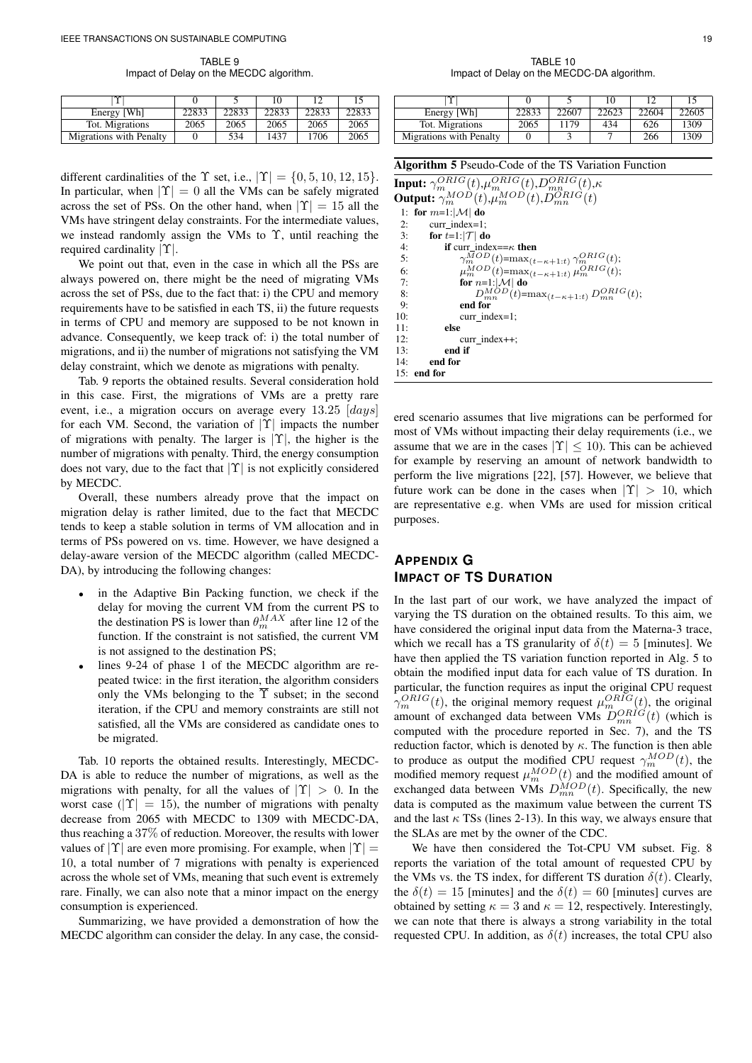TABLE 9
Impact of Delay on the MECDC algorithm.

| $\|\Upsilon\|$ | 0 | 5 | 10 | 12 | 15 |
|---|---|---|---|---|---|
| Energy [Wh] | 22833 | 22833 | 22833 | 22833 | 22833 |
| Tot. Migrations | 2065 | 2065 | 2065 | 2065 | 2065 |
| Migrations with Penalty | 0 | 534 | 1437 | 1706 | 2065 |

different cardinalities of the $\Upsilon$ set, i.e., $|\Upsilon| = \{0, 5, 10, 12, 15\}$. In particular, when $|\Upsilon| = 0$ all the VMs can be safely migrated across the set of PSs. On the other hand, when $|\Upsilon| = 15$ all the VMs have stringent delay constraints. For the intermediate values, we instead randomly assign the VMs to $\Upsilon$, until reaching the required cardinality $|\Upsilon|$.

We point out that, even in the case in which all the PSs are always powered on, there might be the need of migrating VMs across the set of PSs, due to the fact that: i) the CPU and memory requirements have to be satisfied in each TS, ii) the future requests in terms of CPU and memory are supposed to be not known in advance. Consequently, we keep track of: i) the total number of migrations, and ii) the number of migrations not satisfying the VM delay constraint, which we denote as migrations with penalty.

Tab. 9 reports the obtained results. Several consideration hold in this case. First, the migrations of VMs are a pretty rare event, i.e., a migration occurs on average every 13.25 $[days]$ for each VM. Second, the variation of $|\Upsilon|$ impacts the number of migrations with penalty. The larger is $|\Upsilon|$, the higher is the number of migrations with penalty. Third, the energy consumption does not vary, due to the fact that $|\Upsilon|$ is not explicitly considered by MECDC.

Overall, these numbers already prove that the impact on migration delay is rather limited, due to the fact that MECDC tends to keep a stable solution in terms of VM allocation and in terms of PSs powered on vs. time. However, we have designed a delay-aware version of the MECDC algorithm (called MECDC-DA), by introducing the following changes:

- in the Adaptive Bin Packing function, we check if the delay for moving the current VM from the current PS to the destination PS is lower than $\theta_m^{MAX}$ after line 12 of the function. If the constraint is not satisfied, the current VM is not assigned to the destination PS;
- lines 9-24 of phase 1 of the MECDC algorithm are repeated twice: in the first iteration, the algorithm considers only the VMs belonging to the $\overline{\Upsilon}$ subset; in the second iteration, if the CPU and memory constraints are still not satisfied, all the VMs are considered as candidate ones to be migrated.

Tab. 10 reports the obtained results. Interestingly, MECDC-DA is able to reduce the number of migrations, as well as the migrations with penalty, for all the values of $|\Upsilon| > 0$. In the worst case ($|\Upsilon| = 15$), the number of migrations with penalty decrease from 2065 with MECDC to 1309 with MECDC-DA, thus reaching a 37% of reduction. Moreover, the results with lower values of $|\Upsilon|$ are even more promising. For example, when $|\Upsilon| = 10$, a total number of 7 migrations with penalty is experienced across the whole set of VMs, meaning that such event is extremely rare. Finally, we can also note that a minor impact on the energy consumption is experienced.

Summarizing, we have provided a demonstration of how the MECDC algorithm can consider the delay. In any case, the considered scenario assumes that live migrations can be performed for most of VMs without impacting their delay requirements (i.e., we assume that we are in the cases $|\Upsilon| \leq 10$). This can be achieved for example by reserving an amount of network bandwidth to perform the live migrations [22], [57]. However, we believe that future work can be done in the cases when $|\Upsilon| > 10$, which are representative e.g. when VMs are used for mission critical purposes.

TABLE 10
Impact of Delay on the MECDC-DA algorithm.

| $\|\Upsilon\|$ | 0 | 5 | 10 | 12 | 15 |
|---|---|---|---|---|---|
| Energy [Wh] | 22833 | 22607 | 22623 | 22604 | 22605 |
| Tot. Migrations | 2065 | 1179 | 434 | 626 | 1309 |
| Migrations with Penalty | 0 | 3 | 7 | 266 | 1309 |

**Algorithm 5** Pseudo-Code of the TS Variation Function

**Input:** $\gamma_m^{ORIG}(t)$,$\mu_m^{ORIG}(t)$,$D_{mn}^{ORIG}(t)$,$\kappa$
**Output:** $\gamma_m^{MOD}(t)$,$\mu_m^{MOD}(t)$,$D_{mn}^{ORIG}(t)$

```
1:  for m=1:|M| do
2:      curr_index=1;
3:      for t=1:|T| do
4:          if curr_index==κ then
5:              γ_m^MOD(t)=max_(t−κ+1:t) γ_m^ORIG(t);
6:              μ_m^MOD(t)=max_(t−κ+1:t) μ_m^ORIG(t);
7:              for n=1:|M| do
8:                  D_mn^MOD(t)=max_(t−κ+1:t) D_mn^ORIG(t);
9:              end for
10:             curr_index=1;
11:         else
12:             curr_index++;
13:         end if
14:     end for
15: end for
```

## APPENDIX G
## IMPACT OF TS DURATION

In the last part of our work, we have analyzed the impact of varying the TS duration on the obtained results. To this aim, we have considered the original input data from the Materna-3 trace, which we recall has a TS granularity of $\delta(t) = 5$ [minutes]. We have then applied the TS variation function reported in Alg. 5 to obtain the modified input data for each value of TS duration. In particular, the function requires as input the original CPU request $\gamma_m^{ORIG}(t)$, the original memory request $\mu_m^{ORIG}(t)$, the original amount of exchanged data between VMs $D_{mn}^{ORIG}(t)$ (which is computed with the procedure reported in Sec. 7), and the TS reduction factor, which is denoted by $\kappa$. The function is then able to produce as output the modified CPU request $\gamma_m^{MOD}(t)$, the modified memory request $\mu_m^{MOD}(t)$ and the modified amount of exchanged data between VMs $D_{mn}^{MOD}(t)$. Specifically, the new data is computed as the maximum value between the current TS and the last $\kappa$ TSs (lines 2-13). In this way, we always ensure that the SLAs are met by the owner of the CDC.

We have then considered the Tot-CPU VM subset. Fig. 8 reports the variation of the total amount of requested CPU by the VMs vs. the TS index, for different TS duration $\delta(t)$. Clearly, the $\delta(t) = 15$ [minutes] and the $\delta(t) = 60$ [minutes] curves are obtained by setting $\kappa = 3$ and $\kappa = 12$, respectively. Interestingly, we can note that there is always a strong variability in the total requested CPU. In addition, as $\delta(t)$ increases, the total CPU also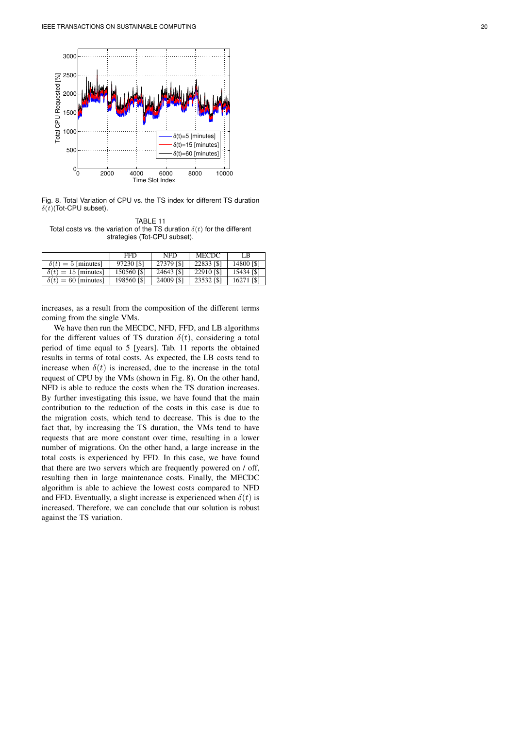3000
2500
2000
1500
1000
500
0
Total CPU Requested [%]
0
2000
4000
6000
8000
10000
Time Slot Index
δ(t)=5 [minutes]
δ(t)=15 [minutes]
δ(t)=60 [minutes]

Fig. 8. Total Variation of CPU vs. the TS index for different TS duration $\delta(t)$(Tot-CPU subset).

TABLE 11
Total costs vs. the variation of the TS duration $\delta(t)$ for the different strategies (Tot-CPU subset).

| | FFD | NFD | MECDC | LB |
|---|---|---|---|---|
| $\delta(t) = 5$ [minutes] | 97230 [$] | 27379 [$] | 22833 [$] | 14800 [$] |
| $\delta(t) = 15$ [minutes] | 150560 [$] | 24643 [$] | 22910 [$] | 15434 [$] |
| $\delta(t) = 60$ [minutes] | 198560 [$] | 24009 [$] | 23532 [$] | 16271 [$] |

increases, as a result from the composition of the different terms coming from the single VMs.

We have then run the MECDC, NFD, FFD, and LB algorithms for the different values of TS duration $\delta(t)$, considering a total period of time equal to 5 [years]. Tab. 11 reports the obtained results in terms of total costs. As expected, the LB costs tend to increase when $\delta(t)$ is increased, due to the increase in the total request of CPU by the VMs (shown in Fig. 8). On the other hand, NFD is able to reduce the costs when the TS duration increases. By further investigating this issue, we have found that the main contribution to the reduction of the costs in this case is due to the migration costs, which tend to decrease. This is due to the fact that, by increasing the TS duration, the VMs tend to have requests that are more constant over time, resulting in a lower number of migrations. On the other hand, a large increase in the total costs is experienced by FFD. In this case, we have found that there are two servers which are frequently powered on / off, resulting then in large maintenance costs. Finally, the MECDC algorithm is able to achieve the lowest costs compared to NFD and FFD. Eventually, a slight increase is experienced when $\delta(t)$ is increased. Therefore, we can conclude that our solution is robust against the TS variation.